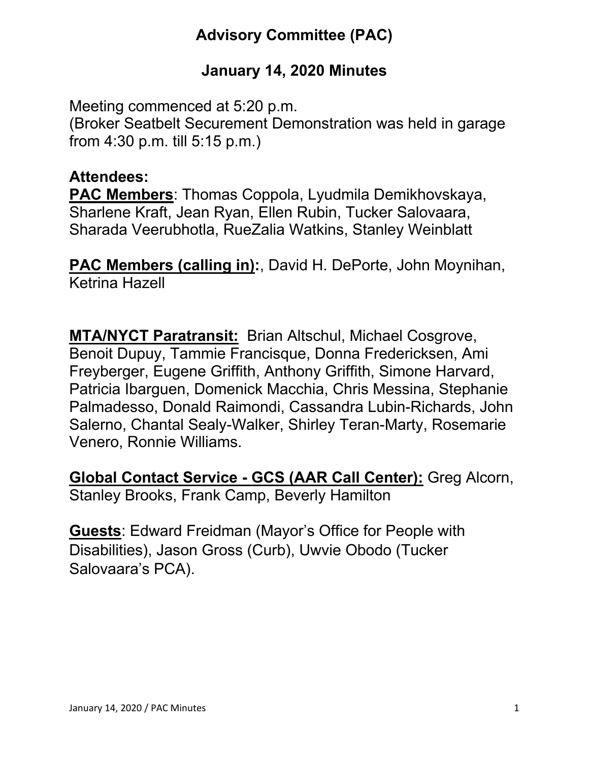# Advisory Committee (PAC)

## January 14, 2020 Minutes

Meeting commenced at 5:20 p.m.
(Broker Seatbelt Securement Demonstration was held in garage from 4:30 p.m. till 5:15 p.m.)

**Attendees:**
**PAC Members**: Thomas Coppola, Lyudmila Demikhovskaya, Sharlene Kraft, Jean Ryan, Ellen Rubin, Tucker Salovaara, Sharada Veerubhotla, RueZalia Watkins, Stanley Weinblatt

**PAC Members (calling in):**, David H. DePorte, John Moynihan, Ketrina Hazell

**MTA/NYCT Paratransit:** Brian Altschul, Michael Cosgrove, Benoit Dupuy, Tammie Francisque, Donna Fredericksen, Ami Freyberger, Eugene Griffith, Anthony Griffith, Simone Harvard, Patricia Ibarguen, Domenick Macchia, Chris Messina, Stephanie Palmadesso, Donald Raimondi, Cassandra Lubin-Richards, John Salerno, Chantal Sealy-Walker, Shirley Teran-Marty, Rosemarie Venero, Ronnie Williams.

**Global Contact Service - GCS (AAR Call Center):** Greg Alcorn, Stanley Brooks, Frank Camp, Beverly Hamilton

**Guests**: Edward Freidman (Mayor's Office for People with Disabilities), Jason Gross (Curb), Uwvie Obodo (Tucker Salovaara's PCA).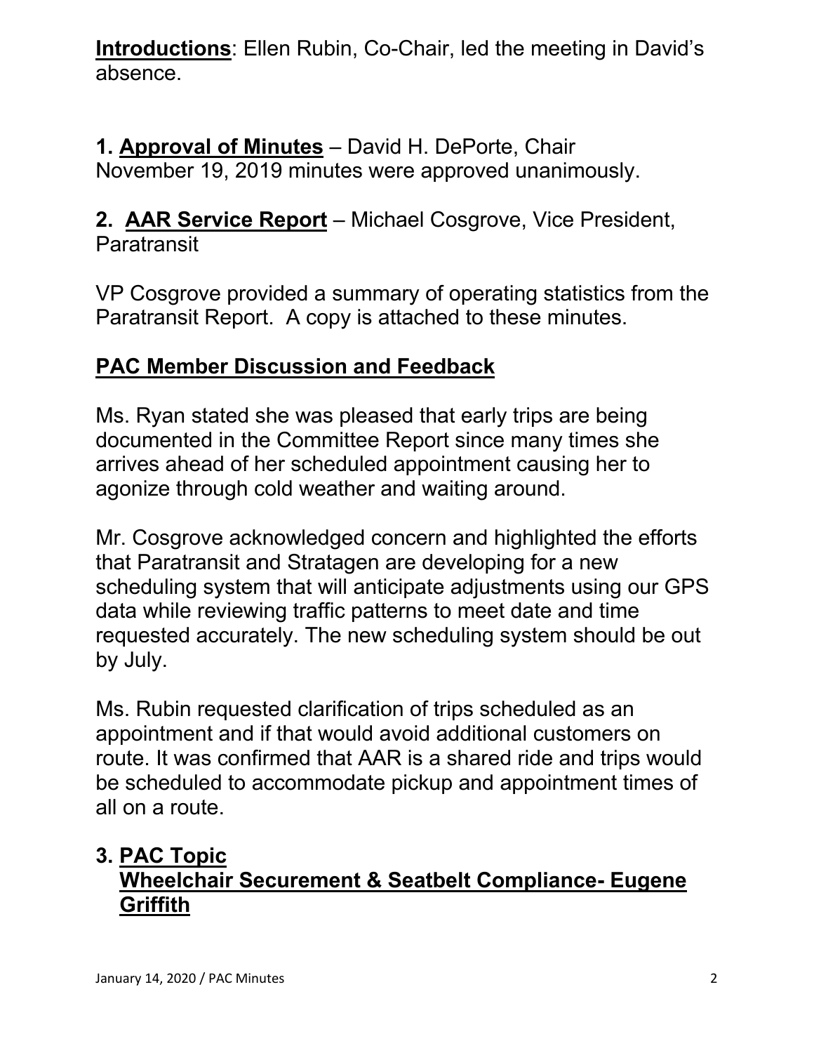**Introductions**: Ellen Rubin, Co-Chair, led the meeting in David's absence.

**1. Approval of Minutes** – David H. DePorte, Chair
November 19, 2019 minutes were approved unanimously.

**2. AAR Service Report** – Michael Cosgrove, Vice President, Paratransit

VP Cosgrove provided a summary of operating statistics from the Paratransit Report. A copy is attached to these minutes.

## PAC Member Discussion and Feedback

Ms. Ryan stated she was pleased that early trips are being documented in the Committee Report since many times she arrives ahead of her scheduled appointment causing her to agonize through cold weather and waiting around.

Mr. Cosgrove acknowledged concern and highlighted the efforts that Paratransit and Stratagen are developing for a new scheduling system that will anticipate adjustments using our GPS data while reviewing traffic patterns to meet date and time requested accurately. The new scheduling system should be out by July.

Ms. Rubin requested clarification of trips scheduled as an appointment and if that would avoid additional customers on route. It was confirmed that AAR is a shared ride and trips would be scheduled to accommodate pickup and appointment times of all on a route.

**3. PAC Topic**
**Wheelchair Securement & Seatbelt Compliance- Eugene Griffith**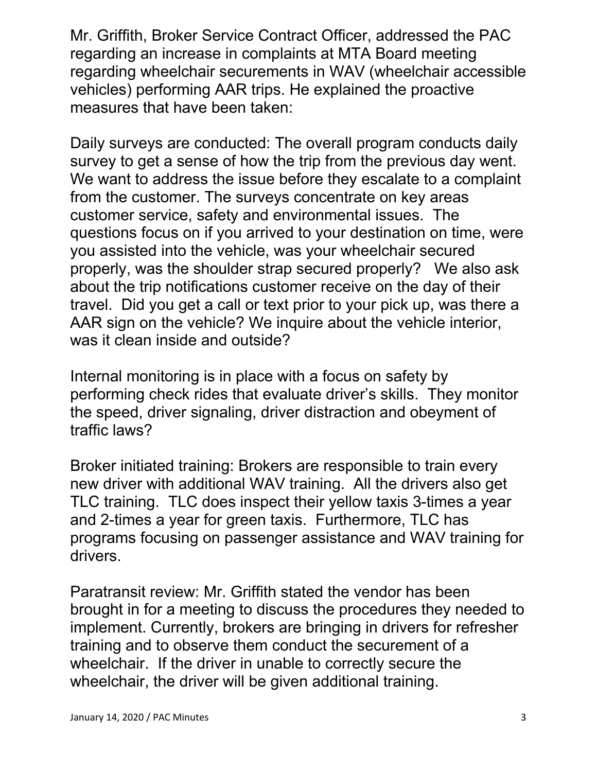Mr. Griffith, Broker Service Contract Officer, addressed the PAC regarding an increase in complaints at MTA Board meeting regarding wheelchair securements in WAV (wheelchair accessible vehicles) performing AAR trips. He explained the proactive measures that have been taken:

Daily surveys are conducted: The overall program conducts daily survey to get a sense of how the trip from the previous day went. We want to address the issue before they escalate to a complaint from the customer. The surveys concentrate on key areas customer service, safety and environmental issues. The questions focus on if you arrived to your destination on time, were you assisted into the vehicle, was your wheelchair secured properly, was the shoulder strap secured properly? We also ask about the trip notifications customer receive on the day of their travel. Did you get a call or text prior to your pick up, was there a AAR sign on the vehicle? We inquire about the vehicle interior, was it clean inside and outside?

Internal monitoring is in place with a focus on safety by performing check rides that evaluate driver's skills. They monitor the speed, driver signaling, driver distraction and obeyment of traffic laws?

Broker initiated training: Brokers are responsible to train every new driver with additional WAV training. All the drivers also get TLC training. TLC does inspect their yellow taxis 3-times a year and 2-times a year for green taxis. Furthermore, TLC has programs focusing on passenger assistance and WAV training for drivers.

Paratransit review: Mr. Griffith stated the vendor has been brought in for a meeting to discuss the procedures they needed to implement. Currently, brokers are bringing in drivers for refresher training and to observe them conduct the securement of a wheelchair. If the driver in unable to correctly secure the wheelchair, the driver will be given additional training.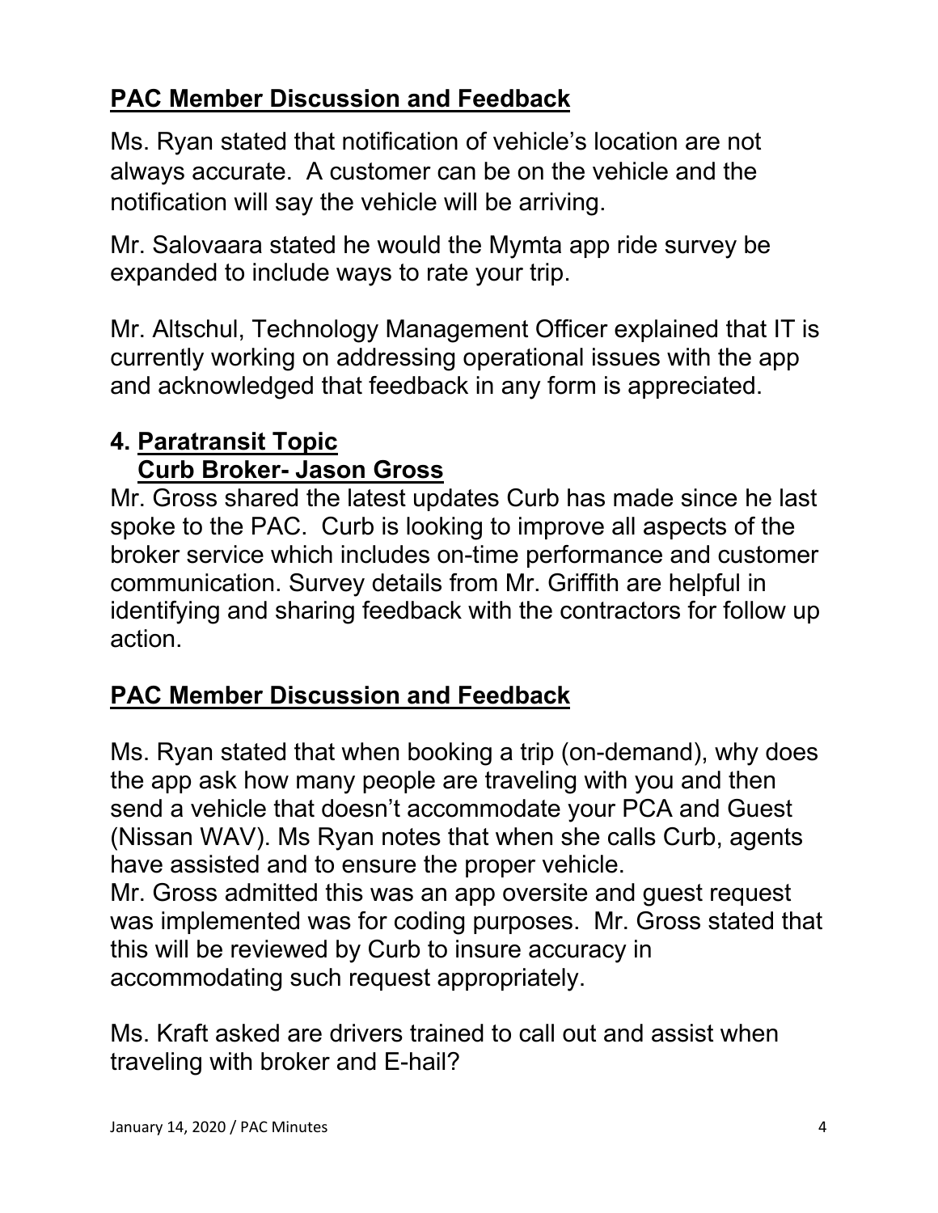## **PAC Member Discussion and Feedback**

Ms. Ryan stated that notification of vehicle's location are not always accurate. A customer can be on the vehicle and the notification will say the vehicle will be arriving.

Mr. Salovaara stated he would the Mymta app ride survey be expanded to include ways to rate your trip.

Mr. Altschul, Technology Management Officer explained that IT is currently working on addressing operational issues with the app and acknowledged that feedback in any form is appreciated.

## **4. Paratransit Topic**
## **Curb Broker- Jason Gross**

Mr. Gross shared the latest updates Curb has made since he last spoke to the PAC. Curb is looking to improve all aspects of the broker service which includes on-time performance and customer communication. Survey details from Mr. Griffith are helpful in identifying and sharing feedback with the contractors for follow up action.

## **PAC Member Discussion and Feedback**

Ms. Ryan stated that when booking a trip (on-demand), why does the app ask how many people are traveling with you and then send a vehicle that doesn't accommodate your PCA and Guest (Nissan WAV). Ms Ryan notes that when she calls Curb, agents have assisted and to ensure the proper vehicle.
Mr. Gross admitted this was an app oversite and guest request was implemented was for coding purposes. Mr. Gross stated that this will be reviewed by Curb to insure accuracy in accommodating such request appropriately.

Ms. Kraft asked are drivers trained to call out and assist when traveling with broker and E-hail?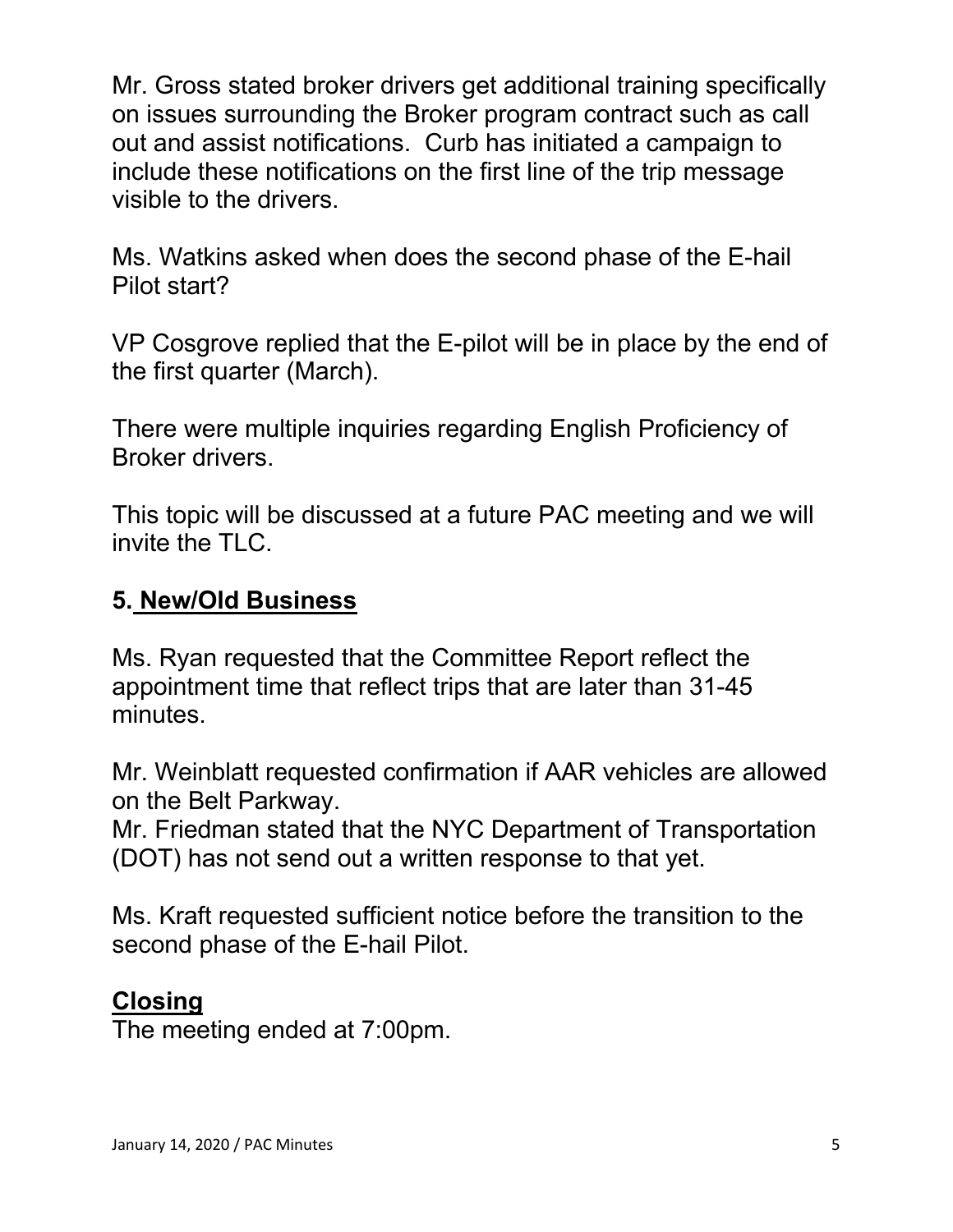Mr. Gross stated broker drivers get additional training specifically on issues surrounding the Broker program contract such as call out and assist notifications. Curb has initiated a campaign to include these notifications on the first line of the trip message visible to the drivers.

Ms. Watkins asked when does the second phase of the E-hail Pilot start?

VP Cosgrove replied that the E-pilot will be in place by the end of the first quarter (March).

There were multiple inquiries regarding English Proficiency of Broker drivers.

This topic will be discussed at a future PAC meeting and we will invite the TLC.

## 5. New/Old Business

Ms. Ryan requested that the Committee Report reflect the appointment time that reflect trips that are later than 31-45 minutes.

Mr. Weinblatt requested confirmation if AAR vehicles are allowed on the Belt Parkway.
Mr. Friedman stated that the NYC Department of Transportation (DOT) has not send out a written response to that yet.

Ms. Kraft requested sufficient notice before the transition to the second phase of the E-hail Pilot.

## Closing

The meeting ended at 7:00pm.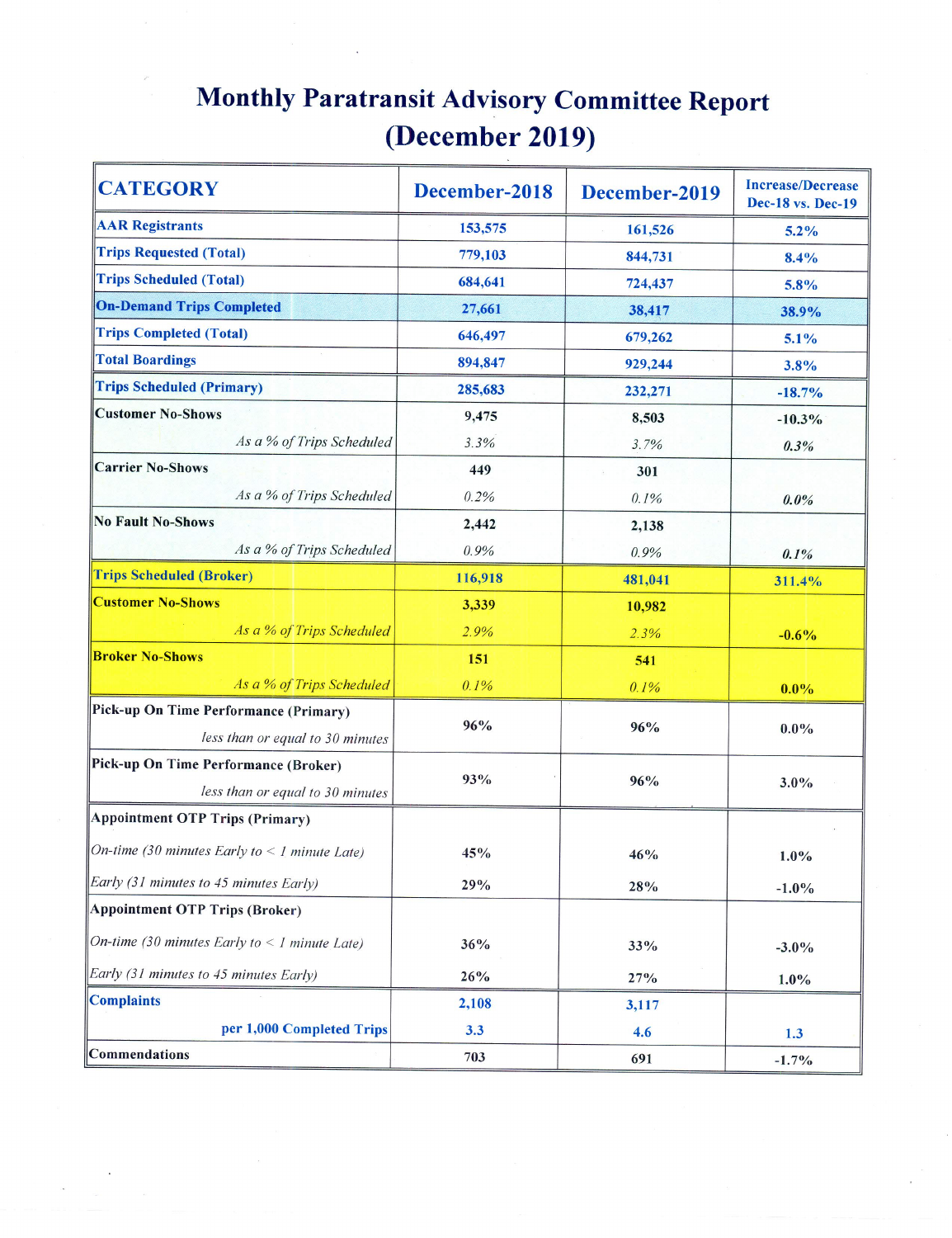# Monthly Paratransit Advisory Committee Report (December 2019)

| CATEGORY | December-2018 | December-2019 | Increase/Decrease Dec-18 vs. Dec-19 |
|---|---|---|---|
| **AAR Registrants** | 153,575 | 161,526 | 5.2% |
| **Trips Requested (Total)** | 779,103 | 844,731 | 8.4% |
| **Trips Scheduled (Total)** | 684,641 | 724,437 | 5.8% |
| **On-Demand Trips Completed** | 27,661 | 38,417 | 38.9% |
| **Trips Completed (Total)** | 646,497 | 679,262 | 5.1% |
| **Total Boardings** | 894,847 | 929,244 | 3.8% |
| **Trips Scheduled (Primary)** | 285,683 | 232,271 | -18.7% |
| **Customer No-Shows** | 9,475 | 8,503 | -10.3% |
| *As a % of Trips Scheduled* | 3.3% | 3.7% | 0.3% |
| **Carrier No-Shows** | 449 | 301 | |
| *As a % of Trips Scheduled* | 0.2% | 0.1% | 0.0% |
| **No Fault No-Shows** | 2,442 | 2,138 | |
| *As a % of Trips Scheduled* | 0.9% | 0.9% | 0.1% |
| **Trips Scheduled (Broker)** | 116,918 | 481,041 | 311.4% |
| **Customer No-Shows** | 3,339 | 10,982 | |
| *As a % of Trips Scheduled* | 2.9% | 2.3% | -0.6% |
| **Broker No-Shows** | 151 | 541 | |
| *As a % of Trips Scheduled* | 0.1% | 0.1% | 0.0% |
| **Pick-up On Time Performance (Primary)** *less than or equal to 30 minutes* | 96% | 96% | 0.0% |
| **Pick-up On Time Performance (Broker)** *less than or equal to 30 minutes* | 93% | 96% | 3.0% |
| **Appointment OTP Trips (Primary)** | | | |
| *On-time (30 minutes Early to < 1 minute Late)* | 45% | 46% | 1.0% |
| *Early (31 minutes to 45 minutes Early)* | 29% | 28% | -1.0% |
| **Appointment OTP Trips (Broker)** | | | |
| *On-time (30 minutes Early to < 1 minute Late)* | 36% | 33% | -3.0% |
| *Early (31 minutes to 45 minutes Early)* | 26% | 27% | 1.0% |
| **Complaints** | 2,108 | 3,117 | |
| **per 1,000 Completed Trips** | 3.3 | 4.6 | 1.3 |
| **Commendations** | 703 | 691 | -1.7% |